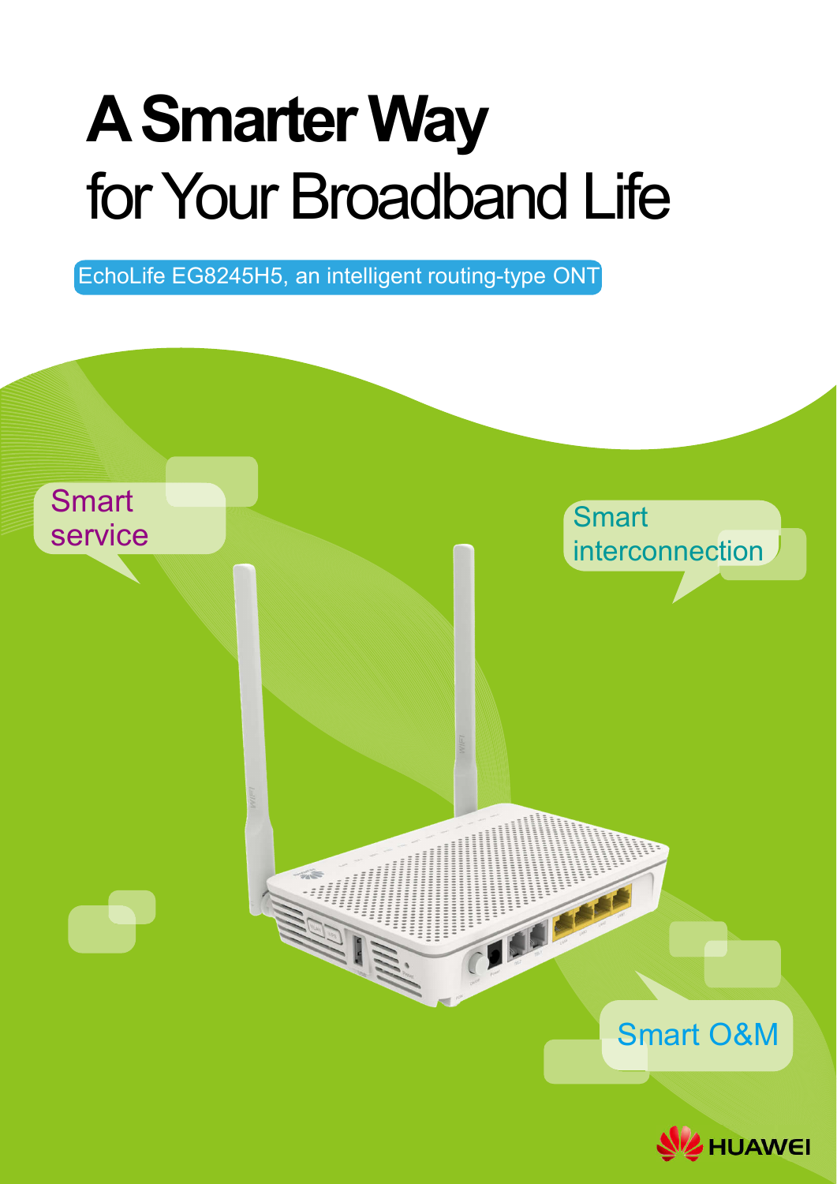# A Smarter Way
# for Your Broadband Life

EchoLife EG8245H5, an intelligent routing-type ONT

Smart service

Smart interconnection

Smart O&M

HUAWEI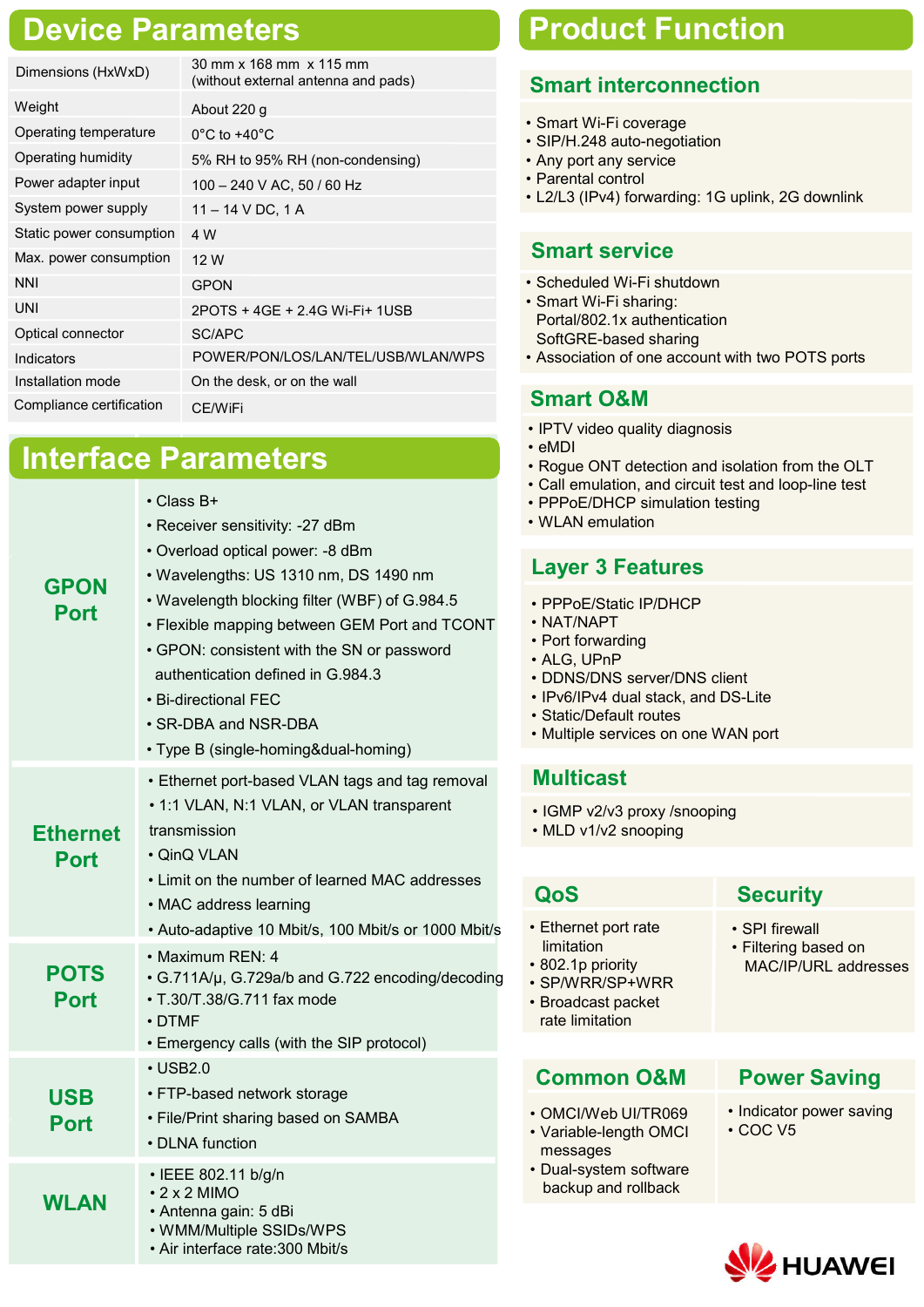## Device Parameters

| | |
|---|---|
| Dimensions (HxWxD) | 30 mm x 168 mm x 115 mm (without external antenna and pads) |
| Weight | About 220 g |
| Operating temperature | 0°C to +40°C |
| Operating humidity | 5% RH to 95% RH (non-condensing) |
| Power adapter input | 100 – 240 V AC, 50 / 60 Hz |
| System power supply | 11 – 14 V DC, 1 A |
| Static power consumption | 4 W |
| Max. power consumption | 12 W |
| NNI | GPON |
| UNI | 2POTS + 4GE + 2.4G Wi-Fi+ 1USB |
| Optical connector | SC/APC |
| Indicators | POWER/PON/LOS/LAN/TEL/USB/WLAN/WPS |
| Installation mode | On the desk, or on the wall |
| Compliance certification | CE/WiFi |

## Interface Parameters

| | |
|---|---|
| GPON Port | • Class B+<br>• Receiver sensitivity: -27 dBm<br>• Overload optical power: -8 dBm<br>• Wavelengths: US 1310 nm, DS 1490 nm<br>• Wavelength blocking filter (WBF) of G.984.5<br>• Flexible mapping between GEM Port and TCONT<br>• GPON: consistent with the SN or password authentication defined in G.984.3<br>• Bi-directional FEC<br>• SR-DBA and NSR-DBA<br>• Type B (single-homing&dual-homing) |
| Ethernet Port | • Ethernet port-based VLAN tags and tag removal<br>• 1:1 VLAN, N:1 VLAN, or VLAN transparent transmission<br>• QinQ VLAN<br>• Limit on the number of learned MAC addresses<br>• MAC address learning<br>• Auto-adaptive 10 Mbit/s, 100 Mbit/s or 1000 Mbit/s |
| POTS Port | • Maximum REN: 4<br>• G.711A/μ, G.729a/b and G.722 encoding/decoding<br>• T.30/T.38/G.711 fax mode<br>• DTMF<br>• Emergency calls (with the SIP protocol) |
| USB Port | • USB2.0<br>• FTP-based network storage<br>• File/Print sharing based on SAMBA<br>• DLNA function |
| WLAN | • IEEE 802.11 b/g/n<br>• 2 x 2 MIMO<br>• Antenna gain: 5 dBi<br>• WMM/Multiple SSIDs/WPS<br>• Air interface rate:300 Mbit/s |

## Product Function

### Smart interconnection

- Smart Wi-Fi coverage
- SIP/H.248 auto-negotiation
- Any port any service
- Parental control
- L2/L3 (IPv4) forwarding: 1G uplink, 2G downlink

### Smart service

- Scheduled Wi-Fi shutdown
- Smart Wi-Fi sharing:
  Portal/802.1x authentication
  SoftGRE-based sharing
- Association of one account with two POTS ports

### Smart O&M

- IPTV video quality diagnosis
- eMDI
- Rogue ONT detection and isolation from the OLT
- Call emulation, and circuit test and loop-line test
- PPPoE/DHCP simulation testing
- WLAN emulation

### Layer 3 Features

- PPPoE/Static IP/DHCP
- NAT/NAPT
- Port forwarding
- ALG, UPnP
- DDNS/DNS server/DNS client
- IPv6/IPv4 dual stack, and DS-Lite
- Static/Default routes
- Multiple services on one WAN port

### Multicast

- IGMP v2/v3 proxy /snooping
- MLD v1/v2 snooping

### QoS

- Ethernet port rate limitation
- 802.1p priority
- SP/WRR/SP+WRR
- Broadcast packet rate limitation

### Security

- SPI firewall
- Filtering based on MAC/IP/URL addresses

### Common O&M

- OMCI/Web UI/TR069
- Variable-length OMCI messages
- Dual-system software backup and rollback

### Power Saving

- Indicator power saving
- COC V5

HUAWEI